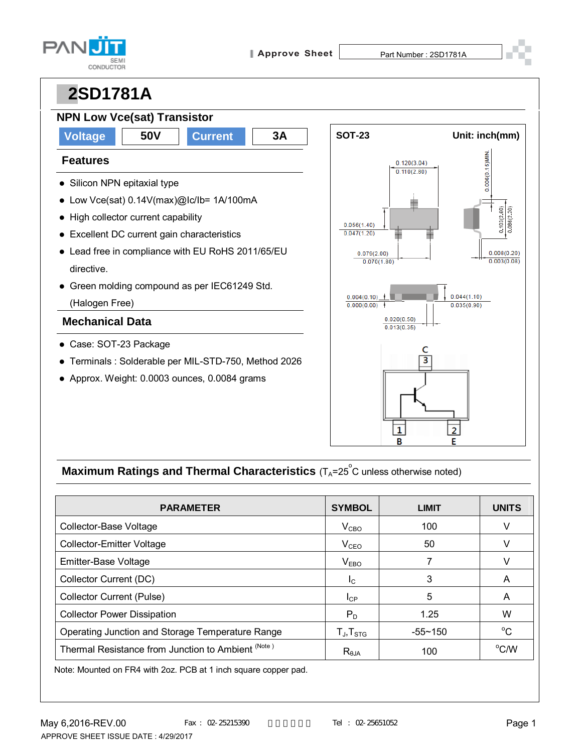Approve Sheet — Part Number : 2SD1781A

# 2SD1781A

## NPN Low Vce(sat) Transistor

| Voltage | 50V | Current | 3A |
|---|---|---|---|

### Features

- Silicon NPN epitaxial type
- Low Vce(sat) 0.14V(max)@Ic/Ib= 1A/100mA
- High collector current capability
- Excellent DC current gain characteristics
- Lead free in compliance with EU RoHS 2011/65/EU directive.
- Green molding compound as per IEC61249 Std. (Halogen Free)

### Mechanical Data

- Case: SOT-23 Package
- Terminals : Solderable per MIL-STD-750, Method 2026
- Approx. Weight: 0.0003 ounces, 0.0084 grams

SOT-23 — Unit: inch(mm)

0.120(3.04) / 0.110(2.80)
0.006(0.15)MIN.
0.056(1.40) / 0.047(1.20)
0.103(2.60) / 0.086(2.20)
0.079(2.00) / 0.070(1.80)
0.008(0.20) / 0.003(0.08)
0.004(0.10) / 0.000(0.00)
0.044(1.10) / 0.035(0.90)
0.020(0.50) / 0.013(0.35)

C 3, B 1, E 2

## Maximum Ratings and Thermal Characteristics ($T_A$=25°C unless otherwise noted)

| PARAMETER | SYMBOL | LIMIT | UNITS |
|---|---|---|---|
| Collector-Base Voltage | $V_{CBO}$ | 100 | V |
| Collector-Emitter Voltage | $V_{CEO}$ | 50 | V |
| Emitter-Base Voltage | $V_{EBO}$ | 7 | V |
| Collector Current (DC) | $I_C$ | 3 | A |
| Collector Current (Pulse) | $I_{CP}$ | 5 | A |
| Collector Power Dissipation | $P_D$ | 1.25 | W |
| Operating Junction and Storage Temperature Range | $T_J$,$T_{STG}$ | -55~150 | °C |
| Thermal Resistance from Junction to Ambient (Note) | $R_{\theta JA}$ | 100 | °C/W |

Note: Mounted on FR4 with 2oz. PCB at 1 inch square copper pad.

May 6,2016-REV.00 Fax : 02-25215390 Tel : 02-25651052

APPROVE SHEET ISSUE DATE : 4/29/2017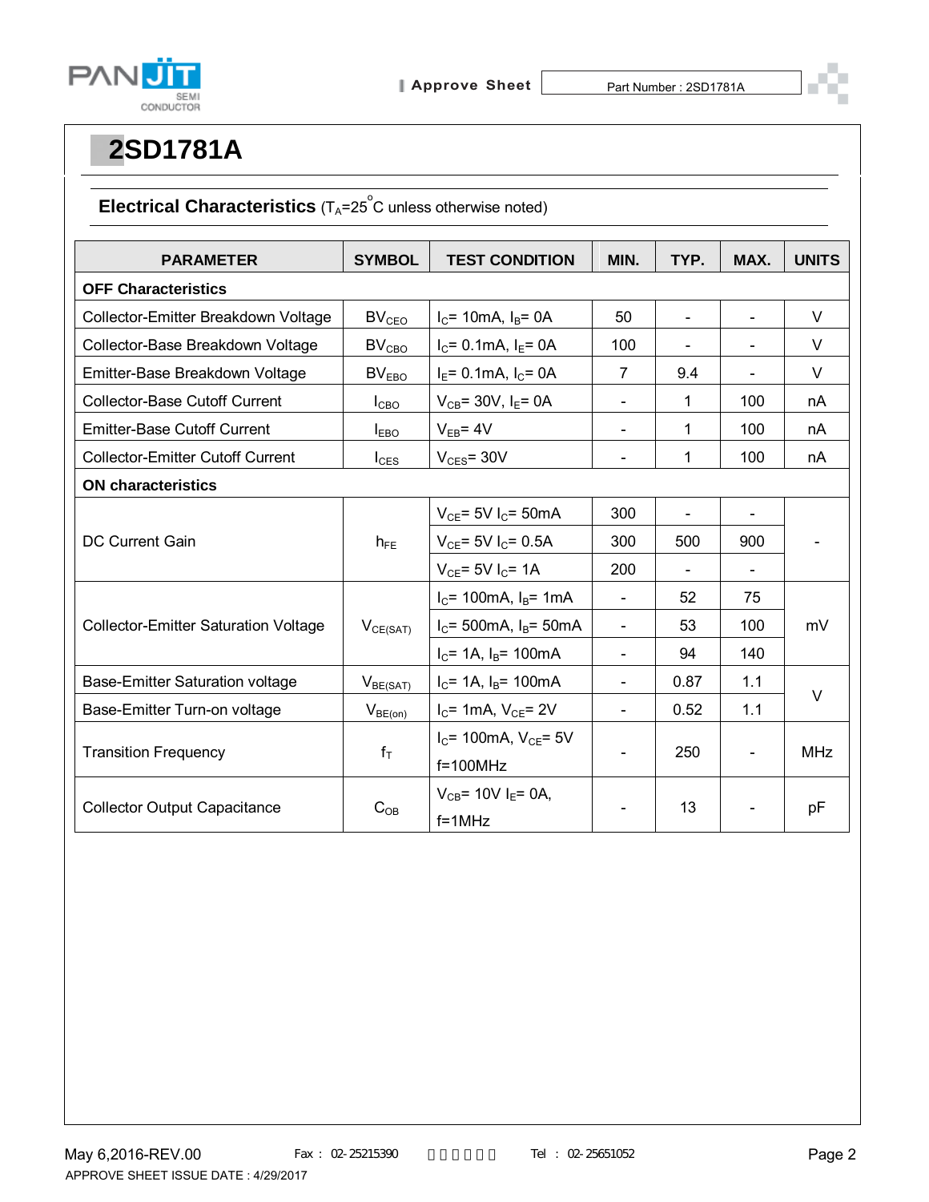# 2SD1781A

## Electrical Characteristics ($T_A$=25°C unless otherwise noted)

| PARAMETER | SYMBOL | TEST CONDITION | MIN. | TYP. | MAX. | UNITS |
|---|---|---|---|---|---|---|
| **OFF Characteristics** | | | | | | |
| Collector-Emitter Breakdown Voltage | $BV_{CEO}$ | $I_C$= 10mA, $I_B$= 0A | 50 | - | - | V |
| Collector-Base Breakdown Voltage | $BV_{CBO}$ | $I_C$= 0.1mA, $I_E$= 0A | 100 | - | - | V |
| Emitter-Base Breakdown Voltage | $BV_{EBO}$ | $I_E$= 0.1mA, $I_C$= 0A | 7 | 9.4 | - | V |
| Collector-Base Cutoff Current | $I_{CBO}$ | $V_{CB}$= 30V, $I_E$= 0A | - | 1 | 100 | nA |
| Emitter-Base Cutoff Current | $I_{EBO}$ | $V_{EB}$= 4V | - | 1 | 100 | nA |
| Collector-Emitter Cutoff Current | $I_{CES}$ | $V_{CES}$= 30V | - | 1 | 100 | nA |
| **ON characteristics** | | | | | | |
| DC Current Gain | $h_{FE}$ | $V_{CE}$= 5V $I_C$= 50mA | 300 | - | - | - |
| | | $V_{CE}$= 5V $I_C$= 0.5A | 300 | 500 | 900 | |
| | | $V_{CE}$= 5V $I_C$= 1A | 200 | - | - | |
| Collector-Emitter Saturation Voltage | $V_{CE(SAT)}$ | $I_C$= 100mA, $I_B$= 1mA | - | 52 | 75 | mV |
| | | $I_C$= 500mA, $I_B$= 50mA | - | 53 | 100 | |
| | | $I_C$= 1A, $I_B$= 100mA | - | 94 | 140 | |
| Base-Emitter Saturation voltage | $V_{BE(SAT)}$ | $I_C$= 1A, $I_B$= 100mA | - | 0.87 | 1.1 | V |
| Base-Emitter Turn-on voltage | $V_{BE(on)}$ | $I_C$= 1mA, $V_{CE}$= 2V | - | 0.52 | 1.1 | |
| Transition Frequency | $f_T$ | $I_C$= 100mA, $V_{CE}$= 5V f=100MHz | - | 250 | - | MHz |
| Collector Output Capacitance | $C_{OB}$ | $V_{CB}$= 10V $I_E$= 0A, f=1MHz | - | 13 | - | pF |

May 6,2016-REV.00

APPROVE SHEET ISSUE DATE : 4/29/2017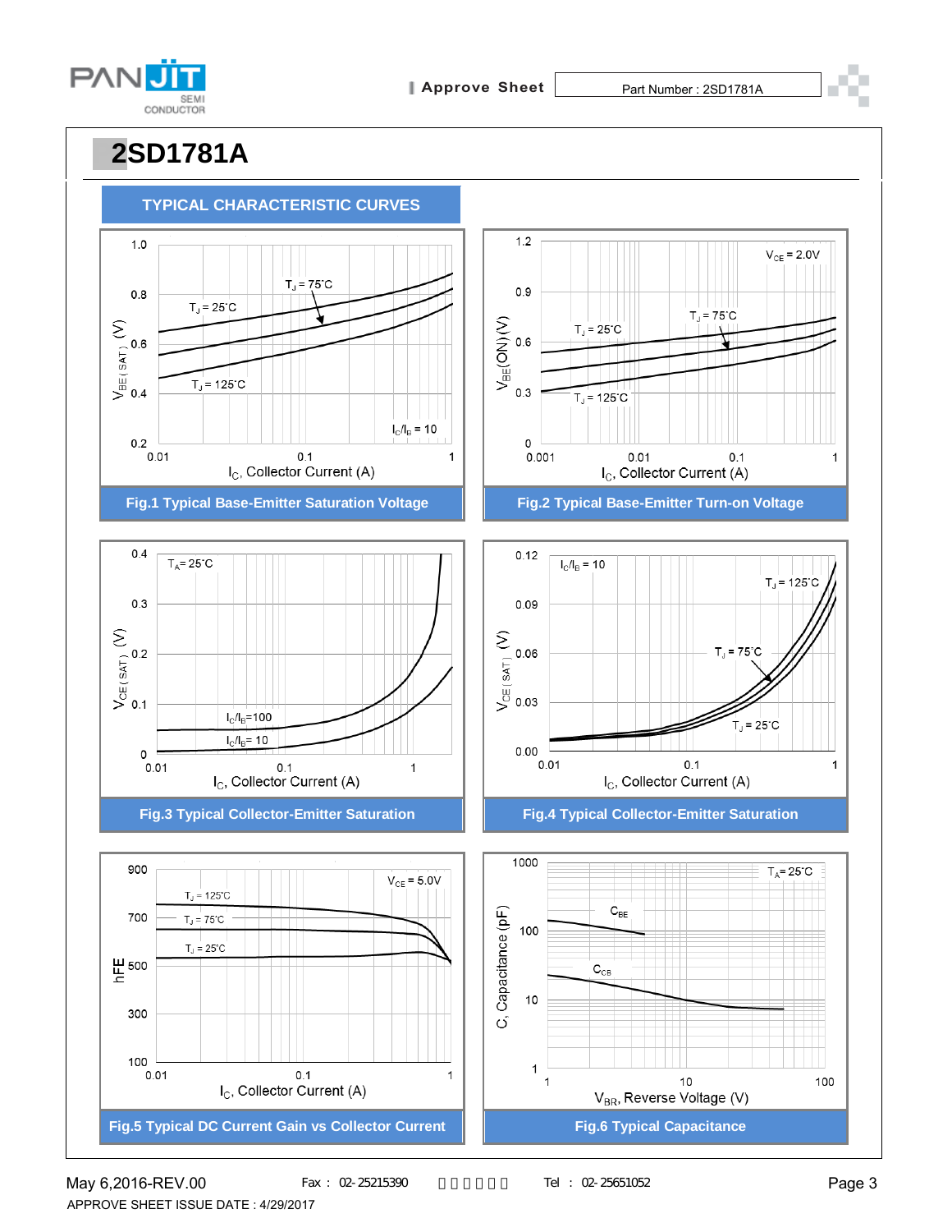# 2SD1781A

## TYPICAL CHARACTERISTIC CURVES

Fig.1 Typical Base-Emitter Saturation Voltage

Fig.2 Typical Base-Emitter Turn-on Voltage

Fig.3 Typical Collector-Emitter Saturation

Fig.4 Typical Collector-Emitter Saturation

Fig.5 Typical DC Current Gain vs Collector Current

Fig.6 Typical Capacitance

May 6,2016-REV.00 Fax : 02-25215390 Tel : 02-25651052

APPROVE SHEET ISSUE DATE : 4/29/2017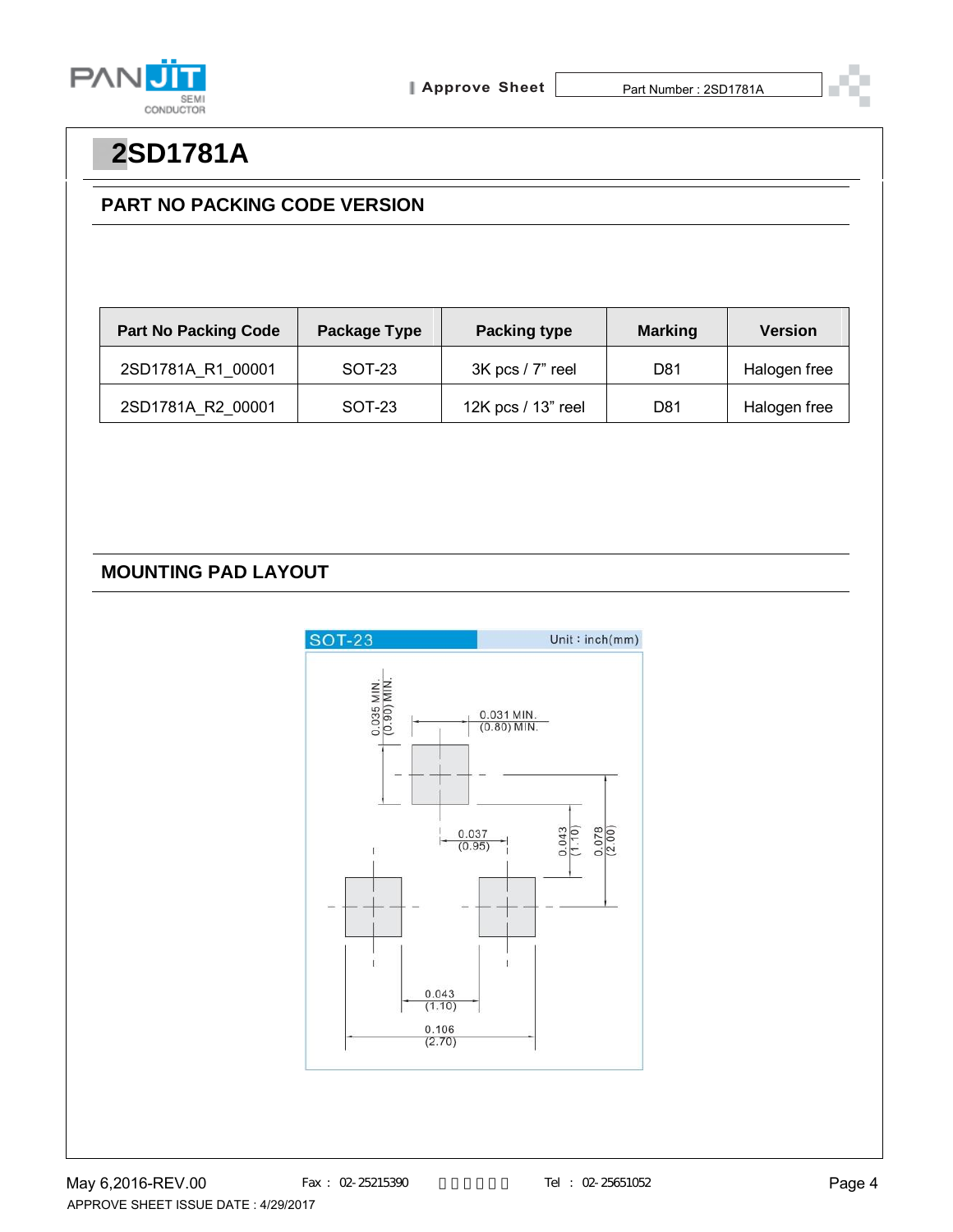# 2SD1781A

## PART NO PACKING CODE VERSION

| Part No Packing Code | Package Type | Packing type | Marking | Version |
|---|---|---|---|---|
| 2SD1781A_R1_00001 | SOT-23 | 3K pcs / 7" reel | D81 | Halogen free |
| 2SD1781A_R2_00001 | SOT-23 | 12K pcs / 13" reel | D81 | Halogen free |

## MOUNTING PAD LAYOUT

SOT-23

Unit : inch(mm)

0.035 MIN.
(0.90) MIN.

0.031 MIN.
(0.80) MIN.

0.037
(0.95)

0.043
(1.10)

0.079
(2.00)

0.043
(1.10)

0.106
(2.70)

May 6,2016-REV.00

APPROVE SHEET ISSUE DATE : 4/29/2017